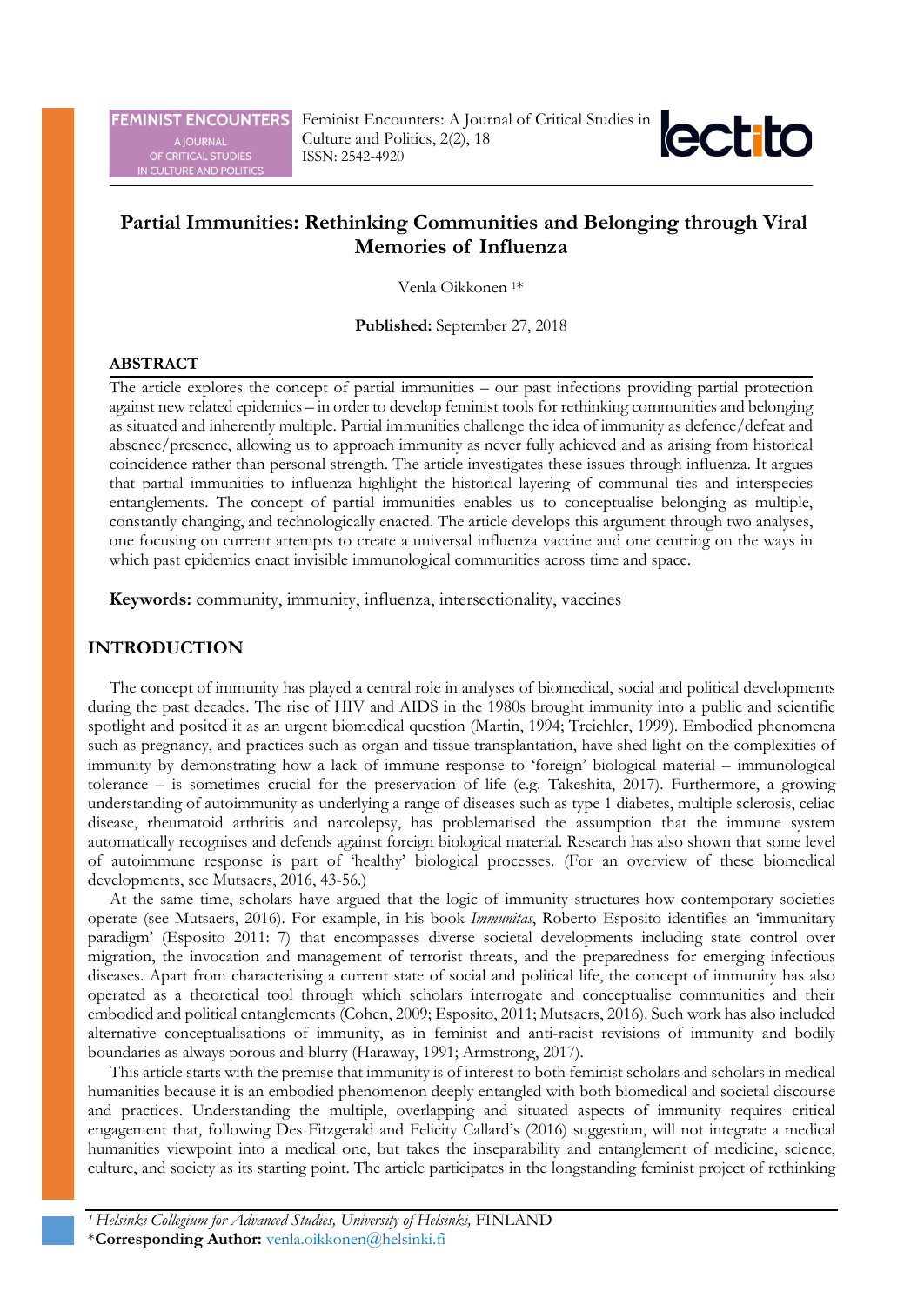# Partial Immunities: Rethinking Communities and Belonging through Viral Memories of Influenza

Venla Oikkonen [1]*

**Published:** September 27, 2018

## ABSTRACT

The article explores the concept of partial immunities – our past infections providing partial protection against new related epidemics – in order to develop feminist tools for rethinking communities and belonging as situated and inherently multiple. Partial immunities challenge the idea of immunity as defence/defeat and absence/presence, allowing us to approach immunity as never fully achieved and as arising from historical coincidence rather than personal strength. The article investigates these issues through influenza. It argues that partial immunities to influenza highlight the historical layering of communal ties and interspecies entanglements. The concept of partial immunities enables us to conceptualise belonging as multiple, constantly changing, and technologically enacted. The article develops this argument through two analyses, one focusing on current attempts to create a universal influenza vaccine and one centring on the ways in which past epidemics enact invisible immunological communities across time and space.

**Keywords:** community, immunity, influenza, intersectionality, vaccines

## INTRODUCTION

The concept of immunity has played a central role in analyses of biomedical, social and political developments during the past decades. The rise of HIV and AIDS in the 1980s brought immunity into a public and scientific spotlight and posited it as an urgent biomedical question (Martin, 1994; Treichler, 1999). Embodied phenomena such as pregnancy, and practices such as organ and tissue transplantation, have shed light on the complexities of immunity by demonstrating how a lack of immune response to 'foreign' biological material – immunological tolerance – is sometimes crucial for the preservation of life (e.g. Takeshita, 2017). Furthermore, a growing understanding of autoimmunity as underlying a range of diseases such as type 1 diabetes, multiple sclerosis, celiac disease, rheumatoid arthritis and narcolepsy, has problematised the assumption that the immune system automatically recognises and defends against foreign biological material. Research has also shown that some level of autoimmune response is part of 'healthy' biological processes. (For an overview of these biomedical developments, see Mutsaers, 2016, 43-56.)

At the same time, scholars have argued that the logic of immunity structures how contemporary societies operate (see Mutsaers, 2016). For example, in his book *Immunitas*, Roberto Esposito identifies an 'immunitary paradigm' (Esposito 2011: 7) that encompasses diverse societal developments including state control over migration, the invocation and management of terrorist threats, and the preparedness for emerging infectious diseases. Apart from characterising a current state of social and political life, the concept of immunity has also operated as a theoretical tool through which scholars interrogate and conceptualise communities and their embodied and political entanglements (Cohen, 2009; Esposito, 2011; Mutsaers, 2016). Such work has also included alternative conceptualisations of immunity, as in feminist and anti-racist revisions of immunity and bodily boundaries as always porous and blurry (Haraway, 1991; Armstrong, 2017).

This article starts with the premise that immunity is of interest to both feminist scholars and scholars in medical humanities because it is an embodied phenomenon deeply entangled with both biomedical and societal discourse and practices. Understanding the multiple, overlapping and situated aspects of immunity requires critical engagement that, following Des Fitzgerald and Felicity Callard's (2016) suggestion, will not integrate a medical humanities viewpoint into a medical one, but takes the inseparability and entanglement of medicine, science, culture, and society as its starting point. The article participates in the longstanding feminist project of rethinking

[1] *Helsinki Collegium for Advanced Studies, University of Helsinki,* FINLAND
*__Corresponding Author:__ venla.oikkonen@helsinki.fi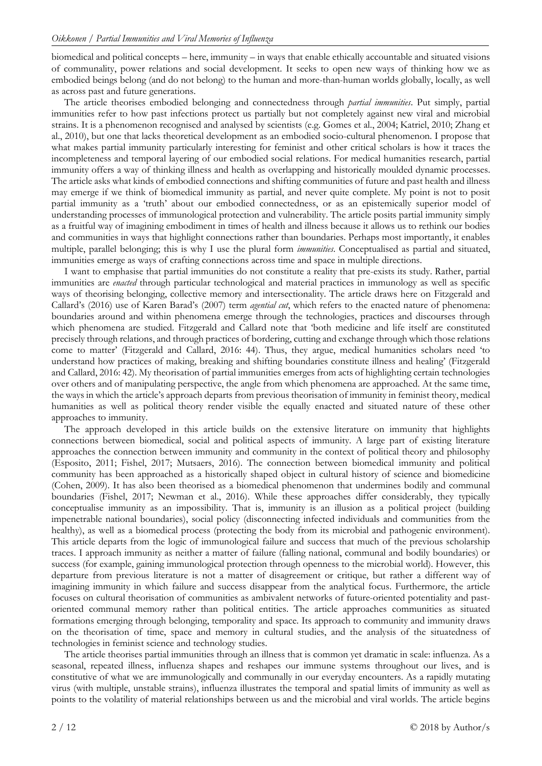biomedical and political concepts – here, immunity – in ways that enable ethically accountable and situated visions of communality, power relations and social development. It seeks to open new ways of thinking how we as embodied beings belong (and do not belong) to the human and more-than-human worlds globally, locally, as well as across past and future generations.

The article theorises embodied belonging and connectedness through *partial immunities*. Put simply, partial immunities refer to how past infections protect us partially but not completely against new viral and microbial strains. It is a phenomenon recognised and analysed by scientists (e.g. Gomes et al., 2004; Katriel, 2010; Zhang et al., 2010), but one that lacks theoretical development as an embodied socio-cultural phenomenon. I propose that what makes partial immunity particularly interesting for feminist and other critical scholars is how it traces the incompleteness and temporal layering of our embodied social relations. For medical humanities research, partial immunity offers a way of thinking illness and health as overlapping and historically moulded dynamic processes. The article asks what kinds of embodied connections and shifting communities of future and past health and illness may emerge if we think of biomedical immunity as partial, and never quite complete. My point is not to posit partial immunity as a 'truth' about our embodied connectedness, or as an epistemically superior model of understanding processes of immunological protection and vulnerability. The article posits partial immunity simply as a fruitful way of imagining embodiment in times of health and illness because it allows us to rethink our bodies and communities in ways that highlight connections rather than boundaries. Perhaps most importantly, it enables multiple, parallel belonging; this is why I use the plural form *immunities*. Conceptualised as partial and situated, immunities emerge as ways of crafting connections across time and space in multiple directions.

I want to emphasise that partial immunities do not constitute a reality that pre-exists its study. Rather, partial immunities are *enacted* through particular technological and material practices in immunology as well as specific ways of theorising belonging, collective memory and intersectionality. The article draws here on Fitzgerald and Callard's (2016) use of Karen Barad's (2007) term *agential cut*, which refers to the enacted nature of phenomena: boundaries around and within phenomena emerge through the technologies, practices and discourses through which phenomena are studied. Fitzgerald and Callard note that 'both medicine and life itself are constituted precisely through relations, and through practices of bordering, cutting and exchange through which those relations come to matter' (Fitzgerald and Callard, 2016: 44). Thus, they argue, medical humanities scholars need 'to understand how practices of making, breaking and shifting boundaries constitute illness and healing' (Fitzgerald and Callard, 2016: 42). My theorisation of partial immunities emerges from acts of highlighting certain technologies over others and of manipulating perspective, the angle from which phenomena are approached. At the same time, the ways in which the article's approach departs from previous theorisation of immunity in feminist theory, medical humanities as well as political theory render visible the equally enacted and situated nature of these other approaches to immunity.

The approach developed in this article builds on the extensive literature on immunity that highlights connections between biomedical, social and political aspects of immunity. A large part of existing literature approaches the connection between immunity and community in the context of political theory and philosophy (Esposito, 2011; Fishel, 2017; Mutsaers, 2016). The connection between biomedical immunity and political community has been approached as a historically shaped object in cultural history of science and biomedicine (Cohen, 2009). It has also been theorised as a biomedical phenomenon that undermines bodily and communal boundaries (Fishel, 2017; Newman et al., 2016). While these approaches differ considerably, they typically conceptualise immunity as an impossibility. That is, immunity is an illusion as a political project (building impenetrable national boundaries), social policy (disconnecting infected individuals and communities from the healthy), as well as a biomedical process (protecting the body from its microbial and pathogenic environment). This article departs from the logic of immunological failure and success that much of the previous scholarship traces. I approach immunity as neither a matter of failure (falling national, communal and bodily boundaries) or success (for example, gaining immunological protection through openness to the microbial world). However, this departure from previous literature is not a matter of disagreement or critique, but rather a different way of imagining immunity in which failure and success disappear from the analytical focus. Furthermore, the article focuses on cultural theorisation of communities as ambivalent networks of future-oriented potentiality and past-oriented communal memory rather than political entities. The article approaches communities as situated formations emerging through belonging, temporality and space. Its approach to community and immunity draws on the theorisation of time, space and memory in cultural studies, and the analysis of the situatedness of technologies in feminist science and technology studies.

The article theorises partial immunities through an illness that is common yet dramatic in scale: influenza. As a seasonal, repeated illness, influenza shapes and reshapes our immune systems throughout our lives, and is constitutive of what we are immunologically and communally in our everyday encounters. As a rapidly mutating virus (with multiple, unstable strains), influenza illustrates the temporal and spatial limits of immunity as well as points to the volatility of material relationships between us and the microbial and viral worlds. The article begins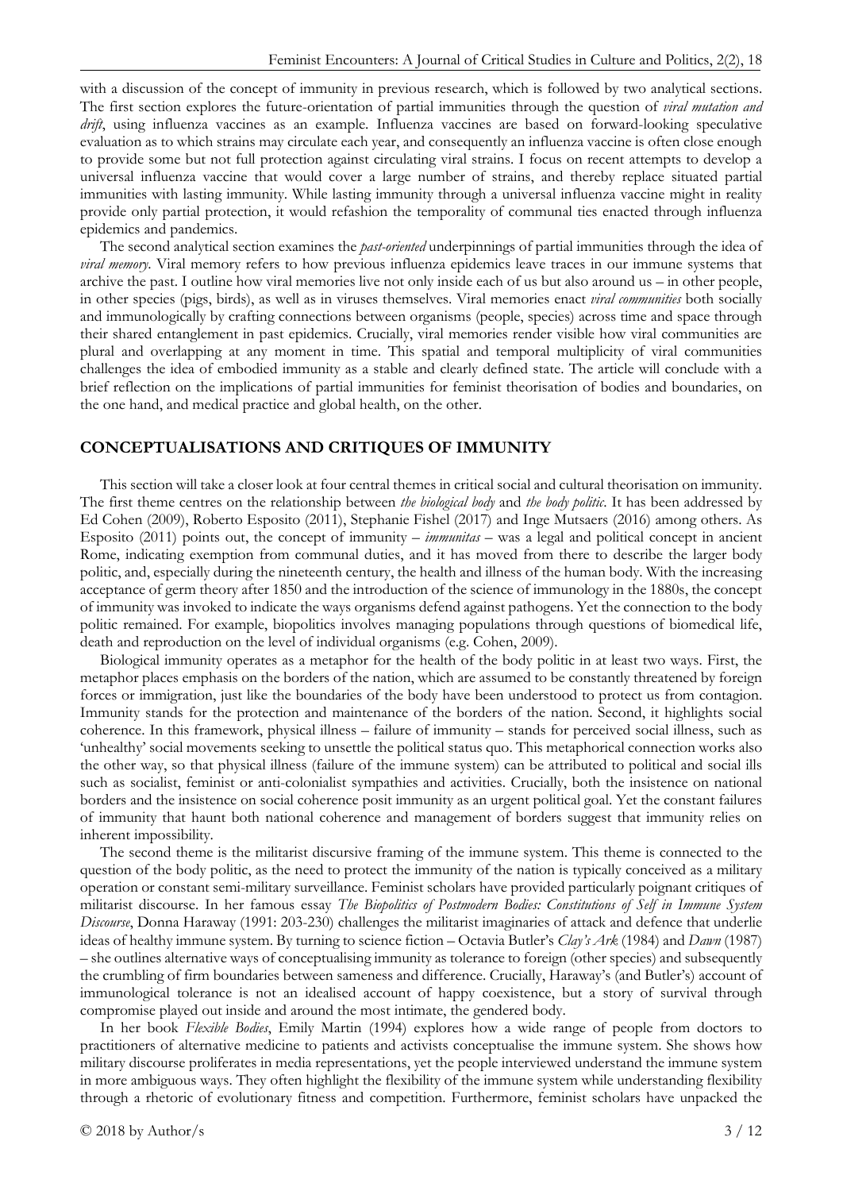with a discussion of the concept of immunity in previous research, which is followed by two analytical sections. The first section explores the future-orientation of partial immunities through the question of *viral mutation and drift*, using influenza vaccines as an example. Influenza vaccines are based on forward-looking speculative evaluation as to which strains may circulate each year, and consequently an influenza vaccine is often close enough to provide some but not full protection against circulating viral strains. I focus on recent attempts to develop a universal influenza vaccine that would cover a large number of strains, and thereby replace situated partial immunities with lasting immunity. While lasting immunity through a universal influenza vaccine might in reality provide only partial protection, it would refashion the temporality of communal ties enacted through influenza epidemics and pandemics.

The second analytical section examines the *past-oriented* underpinnings of partial immunities through the idea of *viral memory*. Viral memory refers to how previous influenza epidemics leave traces in our immune systems that archive the past. I outline how viral memories live not only inside each of us but also around us – in other people, in other species (pigs, birds), as well as in viruses themselves. Viral memories enact *viral communities* both socially and immunologically by crafting connections between organisms (people, species) across time and space through their shared entanglement in past epidemics. Crucially, viral memories render visible how viral communities are plural and overlapping at any moment in time. This spatial and temporal multiplicity of viral communities challenges the idea of embodied immunity as a stable and clearly defined state. The article will conclude with a brief reflection on the implications of partial immunities for feminist theorisation of bodies and boundaries, on the one hand, and medical practice and global health, on the other.

## CONCEPTUALISATIONS AND CRITIQUES OF IMMUNITY

This section will take a closer look at four central themes in critical social and cultural theorisation on immunity. The first theme centres on the relationship between *the biological body* and *the body politic*. It has been addressed by Ed Cohen (2009), Roberto Esposito (2011), Stephanie Fishel (2017) and Inge Mutsaers (2016) among others. As Esposito (2011) points out, the concept of immunity – *immunitas* – was a legal and political concept in ancient Rome, indicating exemption from communal duties, and it has moved from there to describe the larger body politic, and, especially during the nineteenth century, the health and illness of the human body. With the increasing acceptance of germ theory after 1850 and the introduction of the science of immunology in the 1880s, the concept of immunity was invoked to indicate the ways organisms defend against pathogens. Yet the connection to the body politic remained. For example, biopolitics involves managing populations through questions of biomedical life, death and reproduction on the level of individual organisms (e.g. Cohen, 2009).

Biological immunity operates as a metaphor for the health of the body politic in at least two ways. First, the metaphor places emphasis on the borders of the nation, which are assumed to be constantly threatened by foreign forces or immigration, just like the boundaries of the body have been understood to protect us from contagion. Immunity stands for the protection and maintenance of the borders of the nation. Second, it highlights social coherence. In this framework, physical illness – failure of immunity – stands for perceived social illness, such as 'unhealthy' social movements seeking to unsettle the political status quo. This metaphorical connection works also the other way, so that physical illness (failure of the immune system) can be attributed to political and social ills such as socialist, feminist or anti-colonialist sympathies and activities. Crucially, both the insistence on national borders and the insistence on social coherence posit immunity as an urgent political goal. Yet the constant failures of immunity that haunt both national coherence and management of borders suggest that immunity relies on inherent impossibility.

The second theme is the militarist discursive framing of the immune system. This theme is connected to the question of the body politic, as the need to protect the immunity of the nation is typically conceived as a military operation or constant semi-military surveillance. Feminist scholars have provided particularly poignant critiques of militarist discourse. In her famous essay *The Biopolitics of Postmodern Bodies: Constitutions of Self in Immune System Discourse*, Donna Haraway (1991: 203-230) challenges the militarist imaginaries of attack and defence that underlie ideas of healthy immune system. By turning to science fiction – Octavia Butler's *Clay's Ark* (1984) and *Dawn* (1987) – she outlines alternative ways of conceptualising immunity as tolerance to foreign (other species) and subsequently the crumbling of firm boundaries between sameness and difference. Crucially, Haraway's (and Butler's) account of immunological tolerance is not an idealised account of happy coexistence, but a story of survival through compromise played out inside and around the most intimate, the gendered body.

In her book *Flexible Bodies*, Emily Martin (1994) explores how a wide range of people from doctors to practitioners of alternative medicine to patients and activists conceptualise the immune system. She shows how military discourse proliferates in media representations, yet the people interviewed understand the immune system in more ambiguous ways. They often highlight the flexibility of the immune system while understanding flexibility through a rhetoric of evolutionary fitness and competition. Furthermore, feminist scholars have unpacked the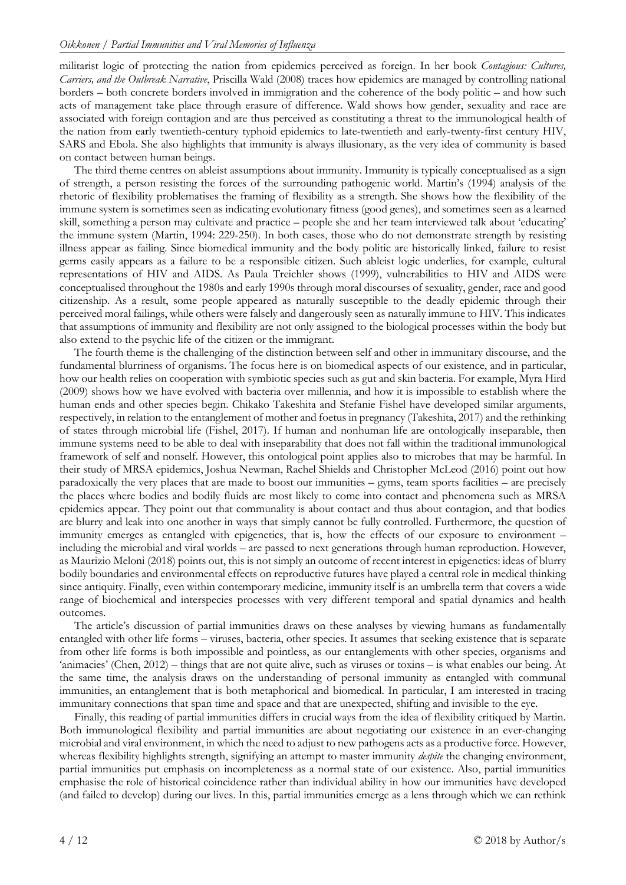militarist logic of protecting the nation from epidemics perceived as foreign. In her book *Contagious: Cultures, Carriers, and the Outbreak Narrative*, Priscilla Wald (2008) traces how epidemics are managed by controlling national borders – both concrete borders involved in immigration and the coherence of the body politic – and how such acts of management take place through erasure of difference. Wald shows how gender, sexuality and race are associated with foreign contagion and are thus perceived as constituting a threat to the immunological health of the nation from early twentieth-century typhoid epidemics to late-twentieth and early-twenty-first century HIV, SARS and Ebola. She also highlights that immunity is always illusionary, as the very idea of community is based on contact between human beings.

The third theme centres on ableist assumptions about immunity. Immunity is typically conceptualised as a sign of strength, a person resisting the forces of the surrounding pathogenic world. Martin's (1994) analysis of the rhetoric of flexibility problematises the framing of flexibility as a strength. She shows how the flexibility of the immune system is sometimes seen as indicating evolutionary fitness (good genes), and sometimes seen as a learned skill, something a person may cultivate and practice – people she and her team interviewed talk about 'educating' the immune system (Martin, 1994: 229-250). In both cases, those who do not demonstrate strength by resisting illness appear as failing. Since biomedical immunity and the body politic are historically linked, failure to resist germs easily appears as a failure to be a responsible citizen. Such ableist logic underlies, for example, cultural representations of HIV and AIDS. As Paula Treichler shows (1999), vulnerabilities to HIV and AIDS were conceptualised throughout the 1980s and early 1990s through moral discourses of sexuality, gender, race and good citizenship. As a result, some people appeared as naturally susceptible to the deadly epidemic through their perceived moral failings, while others were falsely and dangerously seen as naturally immune to HIV. This indicates that assumptions of immunity and flexibility are not only assigned to the biological processes within the body but also extend to the psychic life of the citizen or the immigrant.

The fourth theme is the challenging of the distinction between self and other in immunitary discourse, and the fundamental blurriness of organisms. The focus here is on biomedical aspects of our existence, and in particular, how our health relies on cooperation with symbiotic species such as gut and skin bacteria. For example, Myra Hird (2009) shows how we have evolved with bacteria over millennia, and how it is impossible to establish where the human ends and other species begin. Chikako Takeshita and Stefanie Fishel have developed similar arguments, respectively, in relation to the entanglement of mother and foetus in pregnancy (Takeshita, 2017) and the rethinking of states through microbial life (Fishel, 2017). If human and nonhuman life are ontologically inseparable, then immune systems need to be able to deal with inseparability that does not fall within the traditional immunological framework of self and nonself. However, this ontological point applies also to microbes that may be harmful. In their study of MRSA epidemics, Joshua Newman, Rachel Shields and Christopher McLeod (2016) point out how paradoxically the very places that are made to boost our immunities – gyms, team sports facilities – are precisely the places where bodies and bodily fluids are most likely to come into contact and phenomena such as MRSA epidemics appear. They point out that communality is about contact and thus about contagion, and that bodies are blurry and leak into one another in ways that simply cannot be fully controlled. Furthermore, the question of immunity emerges as entangled with epigenetics, that is, how the effects of our exposure to environment – including the microbial and viral worlds – are passed to next generations through human reproduction. However, as Maurizio Meloni (2018) points out, this is not simply an outcome of recent interest in epigenetics: ideas of blurry bodily boundaries and environmental effects on reproductive futures have played a central role in medical thinking since antiquity. Finally, even within contemporary medicine, immunity itself is an umbrella term that covers a wide range of biochemical and interspecies processes with very different temporal and spatial dynamics and health outcomes.

The article's discussion of partial immunities draws on these analyses by viewing humans as fundamentally entangled with other life forms – viruses, bacteria, other species. It assumes that seeking existence that is separate from other life forms is both impossible and pointless, as our entanglements with other species, organisms and 'animacies' (Chen, 2012) – things that are not quite alive, such as viruses or toxins – is what enables our being. At the same time, the analysis draws on the understanding of personal immunity as entangled with communal immunities, an entanglement that is both metaphorical and biomedical. In particular, I am interested in tracing immunitary connections that span time and space and that are unexpected, shifting and invisible to the eye.

Finally, this reading of partial immunities differs in crucial ways from the idea of flexibility critiqued by Martin. Both immunological flexibility and partial immunities are about negotiating our existence in an ever-changing microbial and viral environment, in which the need to adjust to new pathogens acts as a productive force. However, whereas flexibility highlights strength, signifying an attempt to master immunity *despite* the changing environment, partial immunities put emphasis on incompleteness as a normal state of our existence. Also, partial immunities emphasise the role of historical coincidence rather than individual ability in how our immunities have developed (and failed to develop) during our lives. In this, partial immunities emerge as a lens through which we can rethink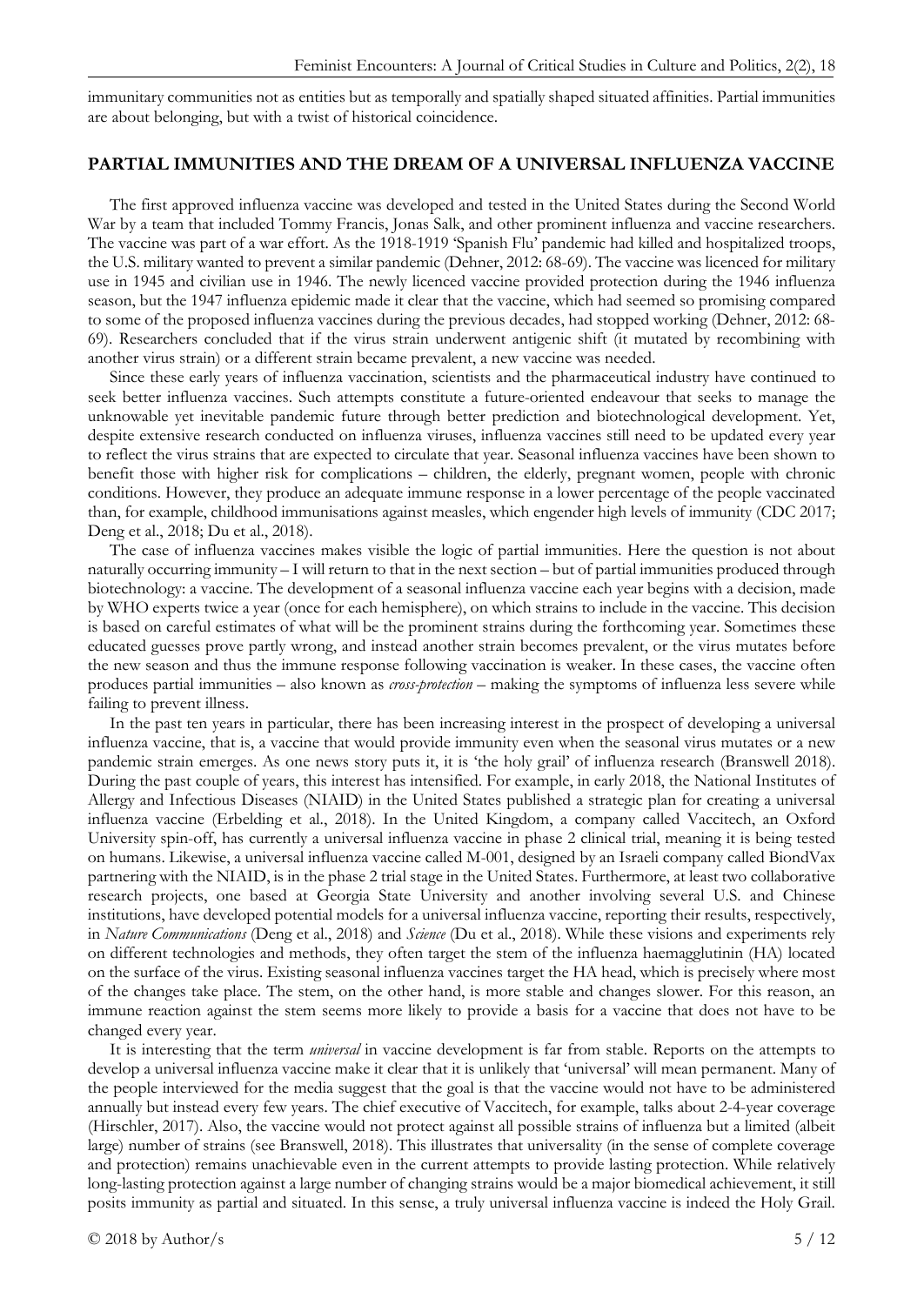immunitary communities not as entities but as temporally and spatially shaped situated affinities. Partial immunities are about belonging, but with a twist of historical coincidence.

## PARTIAL IMMUNITIES AND THE DREAM OF A UNIVERSAL INFLUENZA VACCINE

The first approved influenza vaccine was developed and tested in the United States during the Second World War by a team that included Tommy Francis, Jonas Salk, and other prominent influenza and vaccine researchers. The vaccine was part of a war effort. As the 1918-1919 'Spanish Flu' pandemic had killed and hospitalized troops, the U.S. military wanted to prevent a similar pandemic (Dehner, 2012: 68-69). The vaccine was licenced for military use in 1945 and civilian use in 1946. The newly licenced vaccine provided protection during the 1946 influenza season, but the 1947 influenza epidemic made it clear that the vaccine, which had seemed so promising compared to some of the proposed influenza vaccines during the previous decades, had stopped working (Dehner, 2012: 68-69). Researchers concluded that if the virus strain underwent antigenic shift (it mutated by recombining with another virus strain) or a different strain became prevalent, a new vaccine was needed.

Since these early years of influenza vaccination, scientists and the pharmaceutical industry have continued to seek better influenza vaccines. Such attempts constitute a future-oriented endeavour that seeks to manage the unknowable yet inevitable pandemic future through better prediction and biotechnological development. Yet, despite extensive research conducted on influenza viruses, influenza vaccines still need to be updated every year to reflect the virus strains that are expected to circulate that year. Seasonal influenza vaccines have been shown to benefit those with higher risk for complications – children, the elderly, pregnant women, people with chronic conditions. However, they produce an adequate immune response in a lower percentage of the people vaccinated than, for example, childhood immunisations against measles, which engender high levels of immunity (CDC 2017; Deng et al., 2018; Du et al., 2018).

The case of influenza vaccines makes visible the logic of partial immunities. Here the question is not about naturally occurring immunity – I will return to that in the next section – but of partial immunities produced through biotechnology: a vaccine. The development of a seasonal influenza vaccine each year begins with a decision, made by WHO experts twice a year (once for each hemisphere), on which strains to include in the vaccine. This decision is based on careful estimates of what will be the prominent strains during the forthcoming year. Sometimes these educated guesses prove partly wrong, and instead another strain becomes prevalent, or the virus mutates before the new season and thus the immune response following vaccination is weaker. In these cases, the vaccine often produces partial immunities – also known as *cross-protection* – making the symptoms of influenza less severe while failing to prevent illness.

In the past ten years in particular, there has been increasing interest in the prospect of developing a universal influenza vaccine, that is, a vaccine that would provide immunity even when the seasonal virus mutates or a new pandemic strain emerges. As one news story puts it, it is 'the holy grail' of influenza research (Branswell 2018). During the past couple of years, this interest has intensified. For example, in early 2018, the National Institutes of Allergy and Infectious Diseases (NIAID) in the United States published a strategic plan for creating a universal influenza vaccine (Erbelding et al., 2018). In the United Kingdom, a company called Vaccitech, an Oxford University spin-off, has currently a universal influenza vaccine in phase 2 clinical trial, meaning it is being tested on humans. Likewise, a universal influenza vaccine called M-001, designed by an Israeli company called BiondVax partnering with the NIAID, is in the phase 2 trial stage in the United States. Furthermore, at least two collaborative research projects, one based at Georgia State University and another involving several U.S. and Chinese institutions, have developed potential models for a universal influenza vaccine, reporting their results, respectively, in *Nature Communications* (Deng et al., 2018) and *Science* (Du et al., 2018). While these visions and experiments rely on different technologies and methods, they often target the stem of the influenza haemagglutinin (HA) located on the surface of the virus. Existing seasonal influenza vaccines target the HA head, which is precisely where most of the changes take place. The stem, on the other hand, is more stable and changes slower. For this reason, an immune reaction against the stem seems more likely to provide a basis for a vaccine that does not have to be changed every year.

It is interesting that the term *universal* in vaccine development is far from stable. Reports on the attempts to develop a universal influenza vaccine make it clear that it is unlikely that 'universal' will mean permanent. Many of the people interviewed for the media suggest that the goal is that the vaccine would not have to be administered annually but instead every few years. The chief executive of Vaccitech, for example, talks about 2-4-year coverage (Hirschler, 2017). Also, the vaccine would not protect against all possible strains of influenza but a limited (albeit large) number of strains (see Branswell, 2018). This illustrates that universality (in the sense of complete coverage and protection) remains unachievable even in the current attempts to provide lasting protection. While relatively long-lasting protection against a large number of changing strains would be a major biomedical achievement, it still posits immunity as partial and situated. In this sense, a truly universal influenza vaccine is indeed the Holy Grail.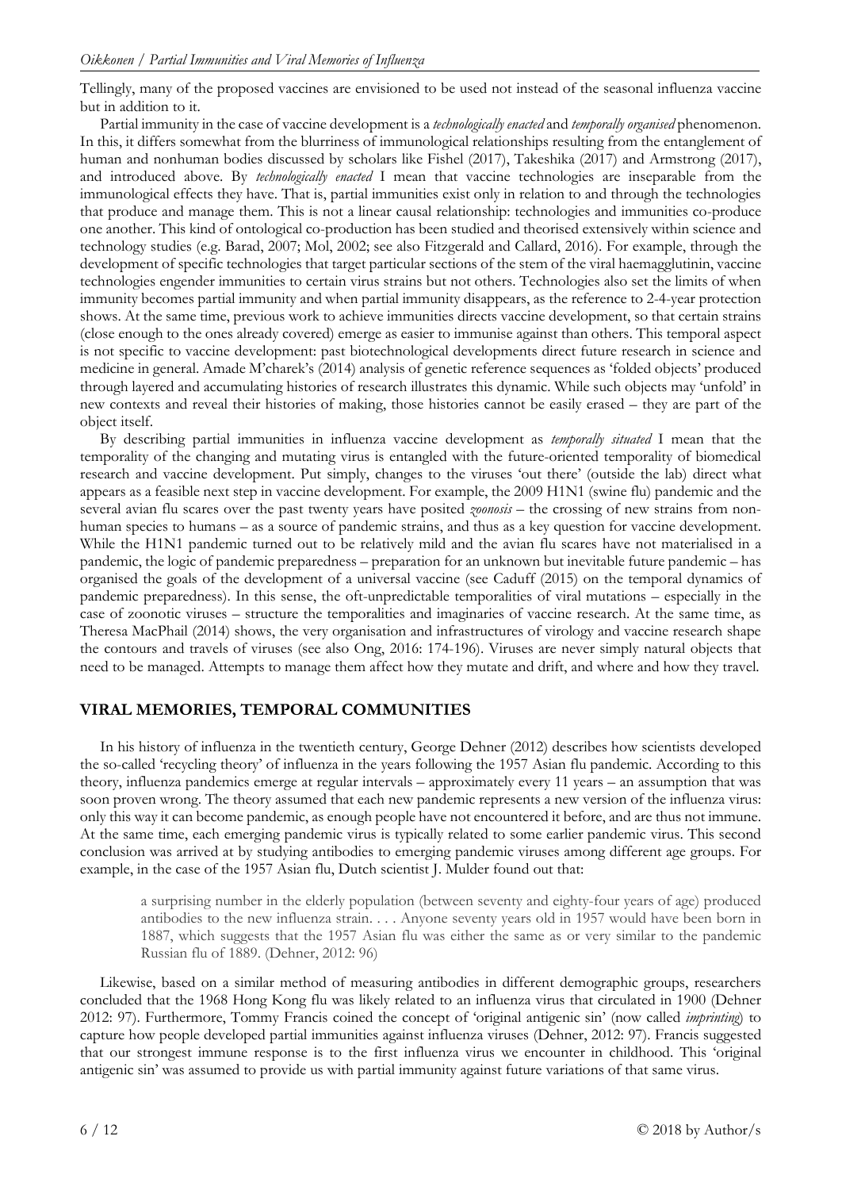Tellingly, many of the proposed vaccines are envisioned to be used not instead of the seasonal influenza vaccine but in addition to it.

Partial immunity in the case of vaccine development is a *technologically enacted* and *temporally organised* phenomenon. In this, it differs somewhat from the blurriness of immunological relationships resulting from the entanglement of human and nonhuman bodies discussed by scholars like Fishel (2017), Takeshika (2017) and Armstrong (2017), and introduced above. By *technologically enacted* I mean that vaccine technologies are inseparable from the immunological effects they have. That is, partial immunities exist only in relation to and through the technologies that produce and manage them. This is not a linear causal relationship: technologies and immunities co-produce one another. This kind of ontological co-production has been studied and theorised extensively within science and technology studies (e.g. Barad, 2007; Mol, 2002; see also Fitzgerald and Callard, 2016). For example, through the development of specific technologies that target particular sections of the stem of the viral haemagglutinin, vaccine technologies engender immunities to certain virus strains but not others. Technologies also set the limits of when immunity becomes partial immunity and when partial immunity disappears, as the reference to 2-4-year protection shows. At the same time, previous work to achieve immunities directs vaccine development, so that certain strains (close enough to the ones already covered) emerge as easier to immunise against than others. This temporal aspect is not specific to vaccine development: past biotechnological developments direct future research in science and medicine in general. Amade M'charek's (2014) analysis of genetic reference sequences as 'folded objects' produced through layered and accumulating histories of research illustrates this dynamic. While such objects may 'unfold' in new contexts and reveal their histories of making, those histories cannot be easily erased – they are part of the object itself.

By describing partial immunities in influenza vaccine development as *temporally situated* I mean that the temporality of the changing and mutating virus is entangled with the future-oriented temporality of biomedical research and vaccine development. Put simply, changes to the viruses 'out there' (outside the lab) direct what appears as a feasible next step in vaccine development. For example, the 2009 H1N1 (swine flu) pandemic and the several avian flu scares over the past twenty years have posited *zoonosis* – the crossing of new strains from non-human species to humans – as a source of pandemic strains, and thus as a key question for vaccine development. While the H1N1 pandemic turned out to be relatively mild and the avian flu scares have not materialised in a pandemic, the logic of pandemic preparedness – preparation for an unknown but inevitable future pandemic – has organised the goals of the development of a universal vaccine (see Caduff (2015) on the temporal dynamics of pandemic preparedness). In this sense, the oft-unpredictable temporalities of viral mutations – especially in the case of zoonotic viruses – structure the temporalities and imaginaries of vaccine research. At the same time, as Theresa MacPhail (2014) shows, the very organisation and infrastructures of virology and vaccine research shape the contours and travels of viruses (see also Ong, 2016: 174-196). Viruses are never simply natural objects that need to be managed. Attempts to manage them affect how they mutate and drift, and where and how they travel.

## VIRAL MEMORIES, TEMPORAL COMMUNITIES

In his history of influenza in the twentieth century, George Dehner (2012) describes how scientists developed the so-called 'recycling theory' of influenza in the years following the 1957 Asian flu pandemic. According to this theory, influenza pandemics emerge at regular intervals – approximately every 11 years – an assumption that was soon proven wrong. The theory assumed that each new pandemic represents a new version of the influenza virus: only this way it can become pandemic, as enough people have not encountered it before, and are thus not immune. At the same time, each emerging pandemic virus is typically related to some earlier pandemic virus. This second conclusion was arrived at by studying antibodies to emerging pandemic viruses among different age groups. For example, in the case of the 1957 Asian flu, Dutch scientist J. Mulder found out that:

> a surprising number in the elderly population (between seventy and eighty-four years of age) produced antibodies to the new influenza strain. . . . Anyone seventy years old in 1957 would have been born in 1887, which suggests that the 1957 Asian flu was either the same as or very similar to the pandemic Russian flu of 1889. (Dehner, 2012: 96)

Likewise, based on a similar method of measuring antibodies in different demographic groups, researchers concluded that the 1968 Hong Kong flu was likely related to an influenza virus that circulated in 1900 (Dehner 2012: 97). Furthermore, Tommy Francis coined the concept of 'original antigenic sin' (now called *imprinting*) to capture how people developed partial immunities against influenza viruses (Dehner, 2012: 97). Francis suggested that our strongest immune response is to the first influenza virus we encounter in childhood. This 'original antigenic sin' was assumed to provide us with partial immunity against future variations of that same virus.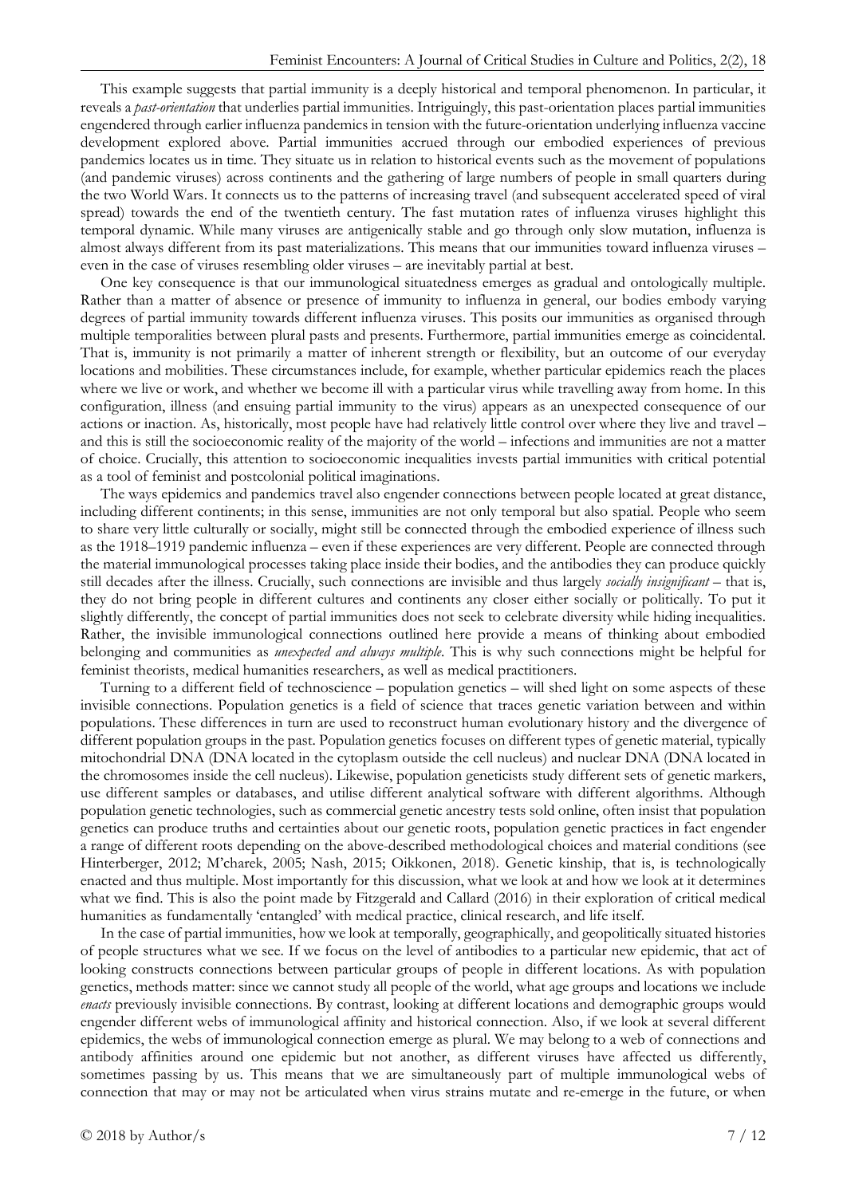This example suggests that partial immunity is a deeply historical and temporal phenomenon. In particular, it reveals a *past-orientation* that underlies partial immunities. Intriguingly, this past-orientation places partial immunities engendered through earlier influenza pandemics in tension with the future-orientation underlying influenza vaccine development explored above. Partial immunities accrued through our embodied experiences of previous pandemics locates us in time. They situate us in relation to historical events such as the movement of populations (and pandemic viruses) across continents and the gathering of large numbers of people in small quarters during the two World Wars. It connects us to the patterns of increasing travel (and subsequent accelerated speed of viral spread) towards the end of the twentieth century. The fast mutation rates of influenza viruses highlight this temporal dynamic. While many viruses are antigenically stable and go through only slow mutation, influenza is almost always different from its past materializations. This means that our immunities toward influenza viruses – even in the case of viruses resembling older viruses – are inevitably partial at best.

One key consequence is that our immunological situatedness emerges as gradual and ontologically multiple. Rather than a matter of absence or presence of immunity to influenza in general, our bodies embody varying degrees of partial immunity towards different influenza viruses. This posits our immunities as organised through multiple temporalities between plural pasts and presents. Furthermore, partial immunities emerge as coincidental. That is, immunity is not primarily a matter of inherent strength or flexibility, but an outcome of our everyday locations and mobilities. These circumstances include, for example, whether particular epidemics reach the places where we live or work, and whether we become ill with a particular virus while travelling away from home. In this configuration, illness (and ensuing partial immunity to the virus) appears as an unexpected consequence of our actions or inaction. As, historically, most people have had relatively little control over where they live and travel – and this is still the socioeconomic reality of the majority of the world – infections and immunities are not a matter of choice. Crucially, this attention to socioeconomic inequalities invests partial immunities with critical potential as a tool of feminist and postcolonial political imaginations.

The ways epidemics and pandemics travel also engender connections between people located at great distance, including different continents; in this sense, immunities are not only temporal but also spatial. People who seem to share very little culturally or socially, might still be connected through the embodied experience of illness such as the 1918–1919 pandemic influenza – even if these experiences are very different. People are connected through the material immunological processes taking place inside their bodies, and the antibodies they can produce quickly still decades after the illness. Crucially, such connections are invisible and thus largely *socially insignificant* – that is, they do not bring people in different cultures and continents any closer either socially or politically. To put it slightly differently, the concept of partial immunities does not seek to celebrate diversity while hiding inequalities. Rather, the invisible immunological connections outlined here provide a means of thinking about embodied belonging and communities as *unexpected and always multiple*. This is why such connections might be helpful for feminist theorists, medical humanities researchers, as well as medical practitioners.

Turning to a different field of technoscience – population genetics – will shed light on some aspects of these invisible connections. Population genetics is a field of science that traces genetic variation between and within populations. These differences in turn are used to reconstruct human evolutionary history and the divergence of different population groups in the past. Population genetics focuses on different types of genetic material, typically mitochondrial DNA (DNA located in the cytoplasm outside the cell nucleus) and nuclear DNA (DNA located in the chromosomes inside the cell nucleus). Likewise, population geneticists study different sets of genetic markers, use different samples or databases, and utilise different analytical software with different algorithms. Although population genetic technologies, such as commercial genetic ancestry tests sold online, often insist that population genetics can produce truths and certainties about our genetic roots, population genetic practices in fact engender a range of different roots depending on the above-described methodological choices and material conditions (see Hinterberger, 2012; M'charek, 2005; Nash, 2015; Oikkonen, 2018). Genetic kinship, that is, is technologically enacted and thus multiple. Most importantly for this discussion, what we look at and how we look at it determines what we find. This is also the point made by Fitzgerald and Callard (2016) in their exploration of critical medical humanities as fundamentally 'entangled' with medical practice, clinical research, and life itself.

In the case of partial immunities, how we look at temporally, geographically, and geopolitically situated histories of people structures what we see. If we focus on the level of antibodies to a particular new epidemic, that act of looking constructs connections between particular groups of people in different locations. As with population genetics, methods matter: since we cannot study all people of the world, what age groups and locations we include *enacts* previously invisible connections. By contrast, looking at different locations and demographic groups would engender different webs of immunological affinity and historical connection. Also, if we look at several different epidemics, the webs of immunological connection emerge as plural. We may belong to a web of connections and antibody affinities around one epidemic but not another, as different viruses have affected us differently, sometimes passing by us. This means that we are simultaneously part of multiple immunological webs of connection that may or may not be articulated when virus strains mutate and re-emerge in the future, or when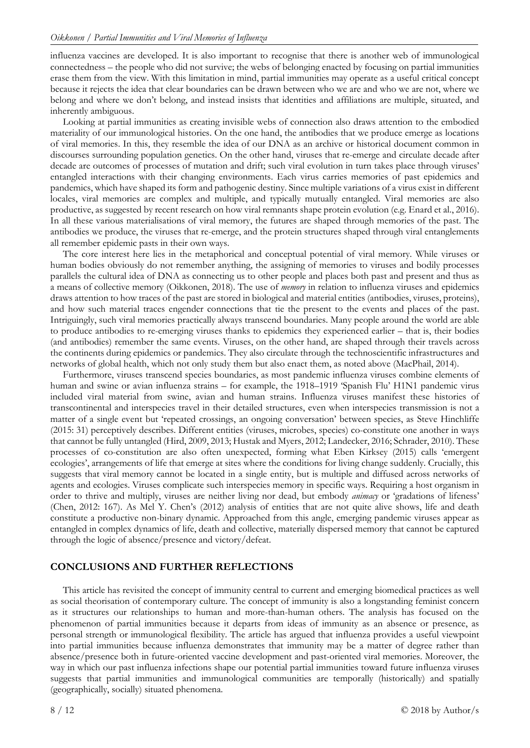influenza vaccines are developed. It is also important to recognise that there is another web of immunological connectedness – the people who did not survive; the webs of belonging enacted by focusing on partial immunities erase them from the view. With this limitation in mind, partial immunities may operate as a useful critical concept because it rejects the idea that clear boundaries can be drawn between who we are and who we are not, where we belong and where we don't belong, and instead insists that identities and affiliations are multiple, situated, and inherently ambiguous.

Looking at partial immunities as creating invisible webs of connection also draws attention to the embodied materiality of our immunological histories. On the one hand, the antibodies that we produce emerge as locations of viral memories. In this, they resemble the idea of our DNA as an archive or historical document common in discourses surrounding population genetics. On the other hand, viruses that re-emerge and circulate decade after decade are outcomes of processes of mutation and drift; such viral evolution in turn takes place through viruses' entangled interactions with their changing environments. Each virus carries memories of past epidemics and pandemics, which have shaped its form and pathogenic destiny. Since multiple variations of a virus exist in different locales, viral memories are complex and multiple, and typically mutually entangled. Viral memories are also productive, as suggested by recent research on how viral remnants shape protein evolution (e.g. Enard et al., 2016). In all these various materialisations of viral memory, the futures are shaped through memories of the past. The antibodies we produce, the viruses that re-emerge, and the protein structures shaped through viral entanglements all remember epidemic pasts in their own ways.

The core interest here lies in the metaphorical and conceptual potential of viral memory. While viruses or human bodies obviously do not remember anything, the assigning of memories to viruses and bodily processes parallels the cultural idea of DNA as connecting us to other people and places both past and present and thus as a means of collective memory (Oikkonen, 2018). The use of *memory* in relation to influenza viruses and epidemics draws attention to how traces of the past are stored in biological and material entities (antibodies, viruses, proteins), and how such material traces engender connections that tie the present to the events and places of the past. Intriguingly, such viral memories practically always transcend boundaries. Many people around the world are able to produce antibodies to re-emerging viruses thanks to epidemics they experienced earlier – that is, their bodies (and antibodies) remember the same events. Viruses, on the other hand, are shaped through their travels across the continents during epidemics or pandemics. They also circulate through the technoscientific infrastructures and networks of global health, which not only study them but also enact them, as noted above (MacPhail, 2014).

Furthermore, viruses transcend species boundaries, as most pandemic influenza viruses combine elements of human and swine or avian influenza strains – for example, the 1918–1919 'Spanish Flu' H1N1 pandemic virus included viral material from swine, avian and human strains. Influenza viruses manifest these histories of transcontinental and interspecies travel in their detailed structures, even when interspecies transmission is not a matter of a single event but 'repeated crossings, an ongoing conversation' between species, as Steve Hinchliffe (2015: 31) perceptively describes. Different entities (viruses, microbes, species) co-constitute one another in ways that cannot be fully untangled (Hird, 2009, 2013; Hustak and Myers, 2012; Landecker, 2016; Schrader, 2010). These processes of co-constitution are also often unexpected, forming what Eben Kirksey (2015) calls 'emergent ecologies', arrangements of life that emerge at sites where the conditions for living change suddenly. Crucially, this suggests that viral memory cannot be located in a single entity, but is multiple and diffused across networks of agents and ecologies. Viruses complicate such interspecies memory in specific ways. Requiring a host organism in order to thrive and multiply, viruses are neither living nor dead, but embody *animacy* or 'gradations of lifeness' (Chen, 2012: 167). As Mel Y. Chen's (2012) analysis of entities that are not quite alive shows, life and death constitute a productive non-binary dynamic. Approached from this angle, emerging pandemic viruses appear as entangled in complex dynamics of life, death and collective, materially dispersed memory that cannot be captured through the logic of absence/presence and victory/defeat.

## CONCLUSIONS AND FURTHER REFLECTIONS

This article has revisited the concept of immunity central to current and emerging biomedical practices as well as social theorisation of contemporary culture. The concept of immunity is also a longstanding feminist concern as it structures our relationships to human and more-than-human others. The analysis has focused on the phenomenon of partial immunities because it departs from ideas of immunity as an absence or presence, as personal strength or immunological flexibility. The article has argued that influenza provides a useful viewpoint into partial immunities because influenza demonstrates that immunity may be a matter of degree rather than absence/presence both in future-oriented vaccine development and past-oriented viral memories. Moreover, the way in which our past influenza infections shape our potential partial immunities toward future influenza viruses suggests that partial immunities and immunological communities are temporally (historically) and spatially (geographically, socially) situated phenomena.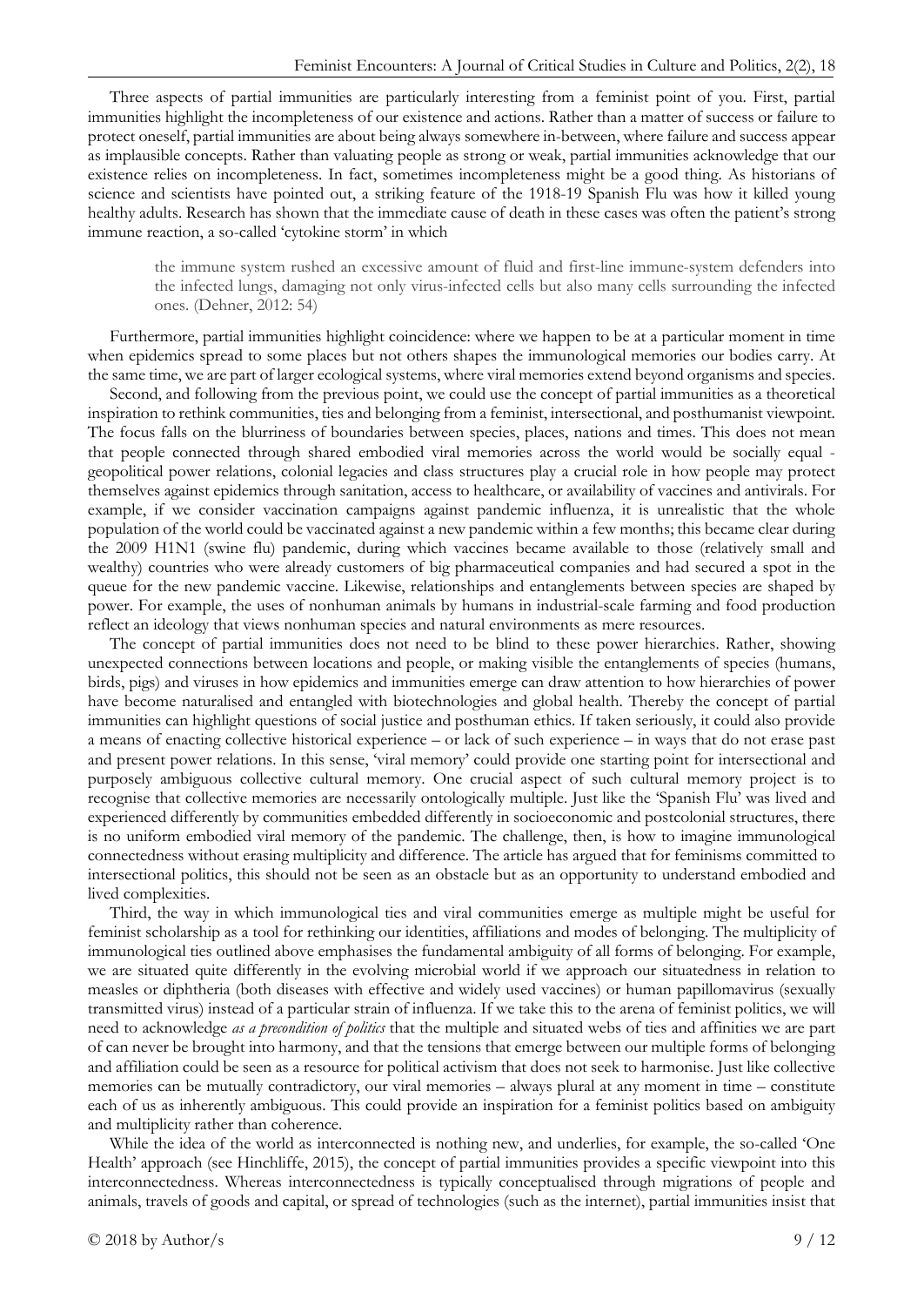Three aspects of partial immunities are particularly interesting from a feminist point of you. First, partial immunities highlight the incompleteness of our existence and actions. Rather than a matter of success or failure to protect oneself, partial immunities are about being always somewhere in-between, where failure and success appear as implausible concepts. Rather than valuating people as strong or weak, partial immunities acknowledge that our existence relies on incompleteness. In fact, sometimes incompleteness might be a good thing. As historians of science and scientists have pointed out, a striking feature of the 1918-19 Spanish Flu was how it killed young healthy adults. Research has shown that the immediate cause of death in these cases was often the patient's strong immune reaction, a so-called 'cytokine storm' in which

> the immune system rushed an excessive amount of fluid and first-line immune-system defenders into the infected lungs, damaging not only virus-infected cells but also many cells surrounding the infected ones. (Dehner, 2012: 54)

Furthermore, partial immunities highlight coincidence: where we happen to be at a particular moment in time when epidemics spread to some places but not others shapes the immunological memories our bodies carry. At the same time, we are part of larger ecological systems, where viral memories extend beyond organisms and species.

Second, and following from the previous point, we could use the concept of partial immunities as a theoretical inspiration to rethink communities, ties and belonging from a feminist, intersectional, and posthumanist viewpoint. The focus falls on the blurriness of boundaries between species, places, nations and times. This does not mean that people connected through shared embodied viral memories across the world would be socially equal - geopolitical power relations, colonial legacies and class structures play a crucial role in how people may protect themselves against epidemics through sanitation, access to healthcare, or availability of vaccines and antivirals. For example, if we consider vaccination campaigns against pandemic influenza, it is unrealistic that the whole population of the world could be vaccinated against a new pandemic within a few months; this became clear during the 2009 H1N1 (swine flu) pandemic, during which vaccines became available to those (relatively small and wealthy) countries who were already customers of big pharmaceutical companies and had secured a spot in the queue for the new pandemic vaccine. Likewise, relationships and entanglements between species are shaped by power. For example, the uses of nonhuman animals by humans in industrial-scale farming and food production reflect an ideology that views nonhuman species and natural environments as mere resources.

The concept of partial immunities does not need to be blind to these power hierarchies. Rather, showing unexpected connections between locations and people, or making visible the entanglements of species (humans, birds, pigs) and viruses in how epidemics and immunities emerge can draw attention to how hierarchies of power have become naturalised and entangled with biotechnologies and global health. Thereby the concept of partial immunities can highlight questions of social justice and posthuman ethics. If taken seriously, it could also provide a means of enacting collective historical experience – or lack of such experience – in ways that do not erase past and present power relations. In this sense, 'viral memory' could provide one starting point for intersectional and purposely ambiguous collective cultural memory. One crucial aspect of such cultural memory project is to recognise that collective memories are necessarily ontologically multiple. Just like the 'Spanish Flu' was lived and experienced differently by communities embedded differently in socioeconomic and postcolonial structures, there is no uniform embodied viral memory of the pandemic. The challenge, then, is how to imagine immunological connectedness without erasing multiplicity and difference. The article has argued that for feminisms committed to intersectional politics, this should not be seen as an obstacle but as an opportunity to understand embodied and lived complexities.

Third, the way in which immunological ties and viral communities emerge as multiple might be useful for feminist scholarship as a tool for rethinking our identities, affiliations and modes of belonging. The multiplicity of immunological ties outlined above emphasises the fundamental ambiguity of all forms of belonging. For example, we are situated quite differently in the evolving microbial world if we approach our situatedness in relation to measles or diphtheria (both diseases with effective and widely used vaccines) or human papillomavirus (sexually transmitted virus) instead of a particular strain of influenza. If we take this to the arena of feminist politics, we will need to acknowledge *as a precondition of politics* that the multiple and situated webs of ties and affinities we are part of can never be brought into harmony, and that the tensions that emerge between our multiple forms of belonging and affiliation could be seen as a resource for political activism that does not seek to harmonise. Just like collective memories can be mutually contradictory, our viral memories – always plural at any moment in time – constitute each of us as inherently ambiguous. This could provide an inspiration for a feminist politics based on ambiguity and multiplicity rather than coherence.

While the idea of the world as interconnected is nothing new, and underlies, for example, the so-called 'One Health' approach (see Hinchliffe, 2015), the concept of partial immunities provides a specific viewpoint into this interconnectedness. Whereas interconnectedness is typically conceptualised through migrations of people and animals, travels of goods and capital, or spread of technologies (such as the internet), partial immunities insist that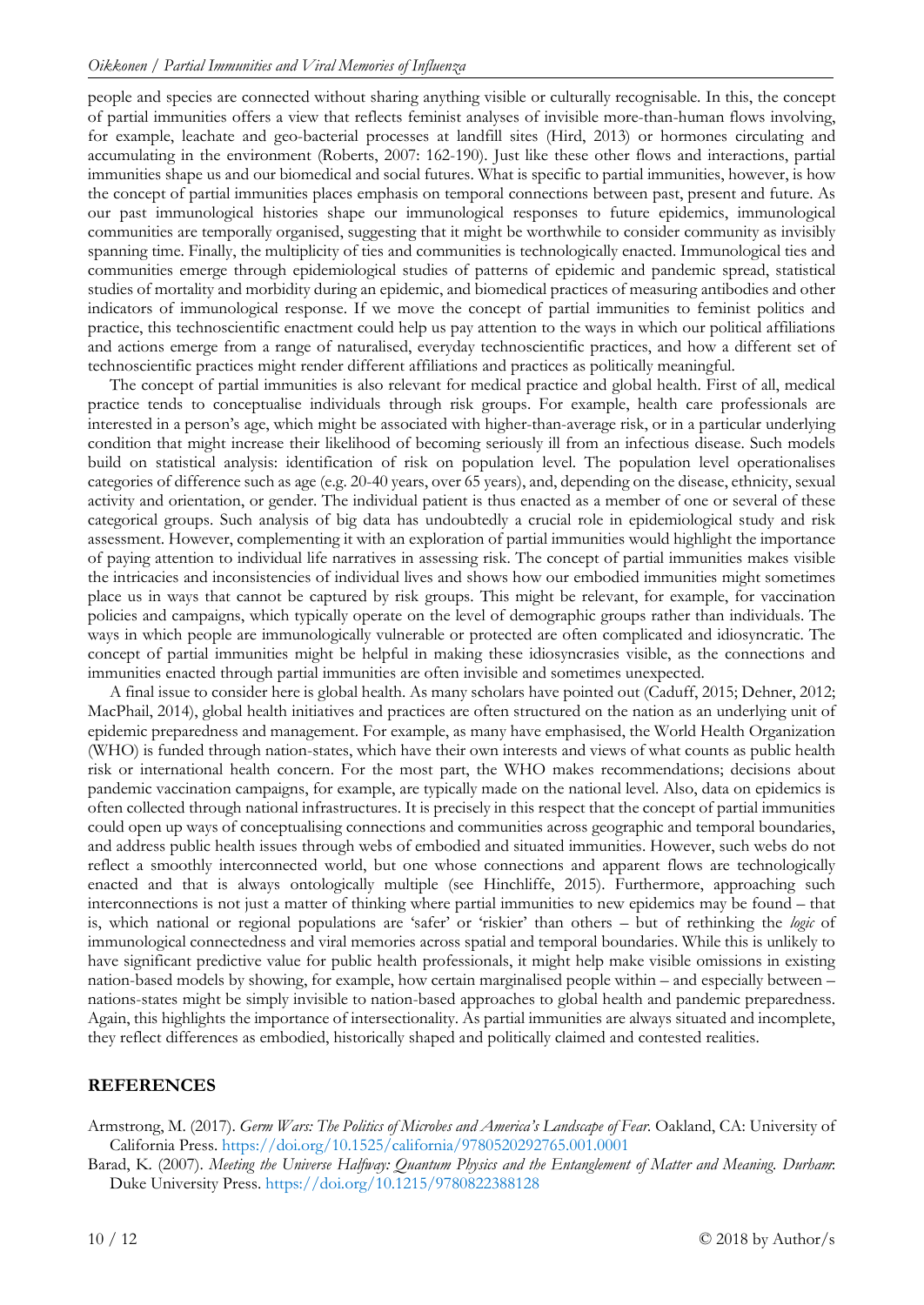people and species are connected without sharing anything visible or culturally recognisable. In this, the concept of partial immunities offers a view that reflects feminist analyses of invisible more-than-human flows involving, for example, leachate and geo-bacterial processes at landfill sites (Hird, 2013) or hormones circulating and accumulating in the environment (Roberts, 2007: 162-190). Just like these other flows and interactions, partial immunities shape us and our biomedical and social futures. What is specific to partial immunities, however, is how the concept of partial immunities places emphasis on temporal connections between past, present and future. As our past immunological histories shape our immunological responses to future epidemics, immunological communities are temporally organised, suggesting that it might be worthwhile to consider community as invisibly spanning time. Finally, the multiplicity of ties and communities is technologically enacted. Immunological ties and communities emerge through epidemiological studies of patterns of epidemic and pandemic spread, statistical studies of mortality and morbidity during an epidemic, and biomedical practices of measuring antibodies and other indicators of immunological response. If we move the concept of partial immunities to feminist politics and practice, this technoscientific enactment could help us pay attention to the ways in which our political affiliations and actions emerge from a range of naturalised, everyday technoscientific practices, and how a different set of technoscientific practices might render different affiliations and practices as politically meaningful.

The concept of partial immunities is also relevant for medical practice and global health. First of all, medical practice tends to conceptualise individuals through risk groups. For example, health care professionals are interested in a person's age, which might be associated with higher-than-average risk, or in a particular underlying condition that might increase their likelihood of becoming seriously ill from an infectious disease. Such models build on statistical analysis: identification of risk on population level. The population level operationalises categories of difference such as age (e.g. 20-40 years, over 65 years), and, depending on the disease, ethnicity, sexual activity and orientation, or gender. The individual patient is thus enacted as a member of one or several of these categorical groups. Such analysis of big data has undoubtedly a crucial role in epidemiological study and risk assessment. However, complementing it with an exploration of partial immunities would highlight the importance of paying attention to individual life narratives in assessing risk. The concept of partial immunities makes visible the intricacies and inconsistencies of individual lives and shows how our embodied immunities might sometimes place us in ways that cannot be captured by risk groups. This might be relevant, for example, for vaccination policies and campaigns, which typically operate on the level of demographic groups rather than individuals. The ways in which people are immunologically vulnerable or protected are often complicated and idiosyncratic. The concept of partial immunities might be helpful in making these idiosyncrasies visible, as the connections and immunities enacted through partial immunities are often invisible and sometimes unexpected.

A final issue to consider here is global health. As many scholars have pointed out (Caduff, 2015; Dehner, 2012; MacPhail, 2014), global health initiatives and practices are often structured on the nation as an underlying unit of epidemic preparedness and management. For example, as many have emphasised, the World Health Organization (WHO) is funded through nation-states, which have their own interests and views of what counts as public health risk or international health concern. For the most part, the WHO makes recommendations; decisions about pandemic vaccination campaigns, for example, are typically made on the national level. Also, data on epidemics is often collected through national infrastructures. It is precisely in this respect that the concept of partial immunities could open up ways of conceptualising connections and communities across geographic and temporal boundaries, and address public health issues through webs of embodied and situated immunities. However, such webs do not reflect a smoothly interconnected world, but one whose connections and apparent flows are technologically enacted and that is always ontologically multiple (see Hinchliffe, 2015). Furthermore, approaching such interconnections is not just a matter of thinking where partial immunities to new epidemics may be found – that is, which national or regional populations are 'safer' or 'riskier' than others – but of rethinking the *logic* of immunological connectedness and viral memories across spatial and temporal boundaries. While this is unlikely to have significant predictive value for public health professionals, it might help make visible omissions in existing nation-based models by showing, for example, how certain marginalised people within – and especially between – nations-states might be simply invisible to nation-based approaches to global health and pandemic preparedness. Again, this highlights the importance of intersectionality. As partial immunities are always situated and incomplete, they reflect differences as embodied, historically shaped and politically claimed and contested realities.

## REFERENCES

Armstrong, M. (2017). *Germ Wars: The Politics of Microbes and America's Landscape of Fear*. Oakland, CA: University of California Press. https://doi.org/10.1525/california/9780520292765.001.0001

Barad, K. (2007). *Meeting the Universe Halfway: Quantum Physics and the Entanglement of Matter and Meaning. Durham*: Duke University Press. https://doi.org/10.1215/9780822388128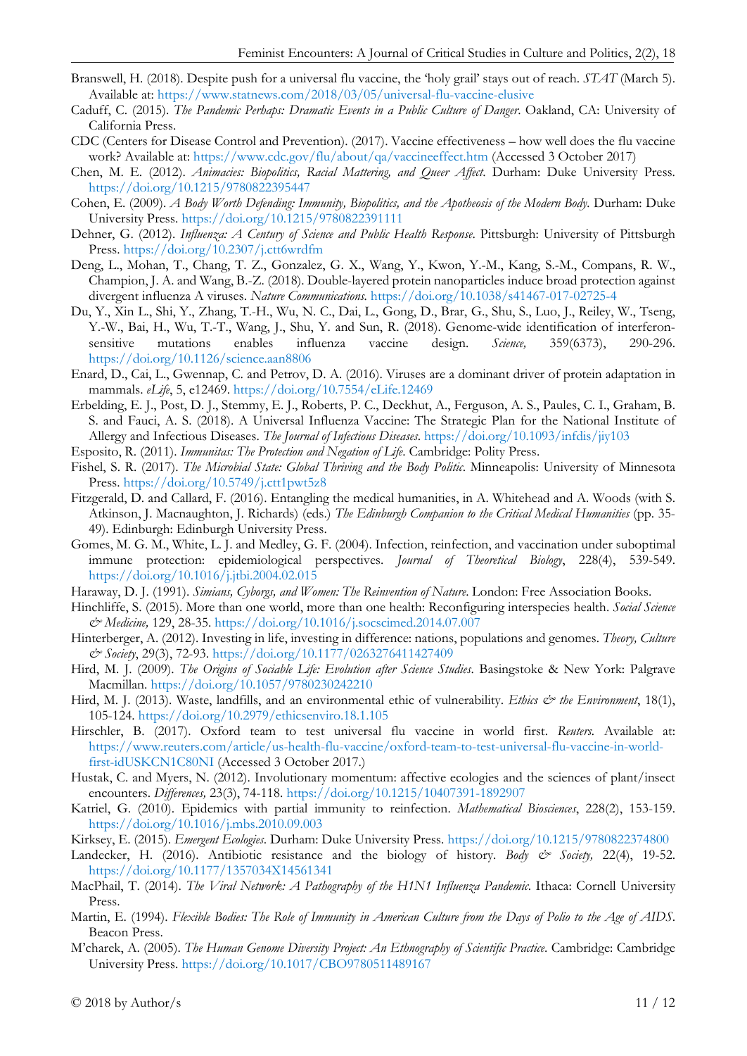Branswell, H. (2018). Despite push for a universal flu vaccine, the 'holy grail' stays out of reach. *STAT* (March 5). Available at: https://www.statnews.com/2018/03/05/universal-flu-vaccine-elusive

Caduff, C. (2015). *The Pandemic Perhaps: Dramatic Events in a Public Culture of Danger*. Oakland, CA: University of California Press.

CDC (Centers for Disease Control and Prevention). (2017). Vaccine effectiveness – how well does the flu vaccine work? Available at: https://www.cdc.gov/flu/about/qa/vaccineeffect.htm (Accessed 3 October 2017)

Chen, M. E. (2012). *Animacies: Biopolitics, Racial Mattering, and Queer Affect*. Durham: Duke University Press. https://doi.org/10.1215/9780822395447

Cohen, E. (2009). *A Body Worth Defending: Immunity, Biopolitics, and the Apotheosis of the Modern Body*. Durham: Duke University Press. https://doi.org/10.1215/9780822391111

Dehner, G. (2012). *Influenza: A Century of Science and Public Health Response*. Pittsburgh: University of Pittsburgh Press. https://doi.org/10.2307/j.ctt6wrdfm

Deng, L., Mohan, T., Chang, T. Z., Gonzalez, G. X., Wang, Y., Kwon, Y.-M., Kang, S.-M., Compans, R. W., Champion, J. A. and Wang, B.-Z. (2018). Double-layered protein nanoparticles induce broad protection against divergent influenza A viruses. *Nature Communications*. https://doi.org/10.1038/s41467-017-02725-4

Du, Y., Xin L., Shi, Y., Zhang, T.-H., Wu, N. C., Dai, L., Gong, D., Brar, G., Shu, S., Luo, J., Reiley, W., Tseng, Y.-W., Bai, H., Wu, T.-T., Wang, J., Shu, Y. and Sun, R. (2018). Genome-wide identification of interferon-sensitive mutations enables influenza vaccine design. *Science,* 359(6373), 290-296. https://doi.org/10.1126/science.aan8806

Enard, D., Cai, L., Gwennap, C. and Petrov, D. A. (2016). Viruses are a dominant driver of protein adaptation in mammals. *eLife*, 5, e12469. https://doi.org/10.7554/eLife.12469

Erbelding, E. J., Post, D. J., Stemmy, E. J., Roberts, P. C., Deckhut, A., Ferguson, A. S., Paules, C. I., Graham, B. S. and Fauci, A. S. (2018). A Universal Influenza Vaccine: The Strategic Plan for the National Institute of Allergy and Infectious Diseases. *The Journal of Infectious Diseases*. https://doi.org/10.1093/infdis/jiy103

Esposito, R. (2011). *Immunitas: The Protection and Negation of Life*. Cambridge: Polity Press.

Fishel, S. R. (2017). *The Microbial State: Global Thriving and the Body Politic*. Minneapolis: University of Minnesota Press. https://doi.org/10.5749/j.ctt1pwt5z8

Fitzgerald, D. and Callard, F. (2016). Entangling the medical humanities, in A. Whitehead and A. Woods (with S. Atkinson, J. Macnaughton, J. Richards) (eds.) *The Edinburgh Companion to the Critical Medical Humanities* (pp. 35-49). Edinburgh: Edinburgh University Press.

Gomes, M. G. M., White, L. J. and Medley, G. F. (2004). Infection, reinfection, and vaccination under suboptimal immune protection: epidemiological perspectives. *Journal of Theoretical Biology*, 228(4), 539-549. https://doi.org/10.1016/j.jtbi.2004.02.015

Haraway, D. J. (1991). *Simians, Cyborgs, and Women: The Reinvention of Nature*. London: Free Association Books.

Hinchliffe, S. (2015). More than one world, more than one health: Reconfiguring interspecies health. *Social Science & Medicine,* 129, 28-35. https://doi.org/10.1016/j.socscimed.2014.07.007

Hinterberger, A. (2012). Investing in life, investing in difference: nations, populations and genomes. *Theory, Culture & Society*, 29(3), 72-93. https://doi.org/10.1177/0263276411427409

Hird, M. J. (2009). *The Origins of Sociable Life: Evolution after Science Studies*. Basingstoke & New York: Palgrave Macmillan. https://doi.org/10.1057/9780230242210

Hird, M. J. (2013). Waste, landfills, and an environmental ethic of vulnerability. *Ethics & the Environment*, 18(1), 105-124. https://doi.org/10.2979/ethicsenviro.18.1.105

Hirschler, B. (2017). Oxford team to test universal flu vaccine in world first. *Reuters.* Available at: https://www.reuters.com/article/us-health-flu-vaccine/oxford-team-to-test-universal-flu-vaccine-in-world-first-idUSKCN1C80NI (Accessed 3 October 2017.)

Hustak, C. and Myers, N. (2012). Involutionary momentum: affective ecologies and the sciences of plant/insect encounters. *Differences,* 23(3), 74-118. https://doi.org/10.1215/10407391-1892907

Katriel, G. (2010). Epidemics with partial immunity to reinfection. *Mathematical Biosciences*, 228(2), 153-159. https://doi.org/10.1016/j.mbs.2010.09.003

Kirksey, E. (2015). *Emergent Ecologies*. Durham: Duke University Press. https://doi.org/10.1215/9780822374800

Landecker, H. (2016). Antibiotic resistance and the biology of history. *Body & Society,* 22(4), 19-52. https://doi.org/10.1177/1357034X14561341

MacPhail, T. (2014). *The Viral Network: A Pathography of the H1N1 Influenza Pandemic*. Ithaca: Cornell University Press.

Martin, E. (1994). *Flexible Bodies: The Role of Immunity in American Culture from the Days of Polio to the Age of AIDS*. Beacon Press.

M'charek, A. (2005). *The Human Genome Diversity Project: An Ethnography of Scientific Practice*. Cambridge: Cambridge University Press. https://doi.org/10.1017/CBO9780511489167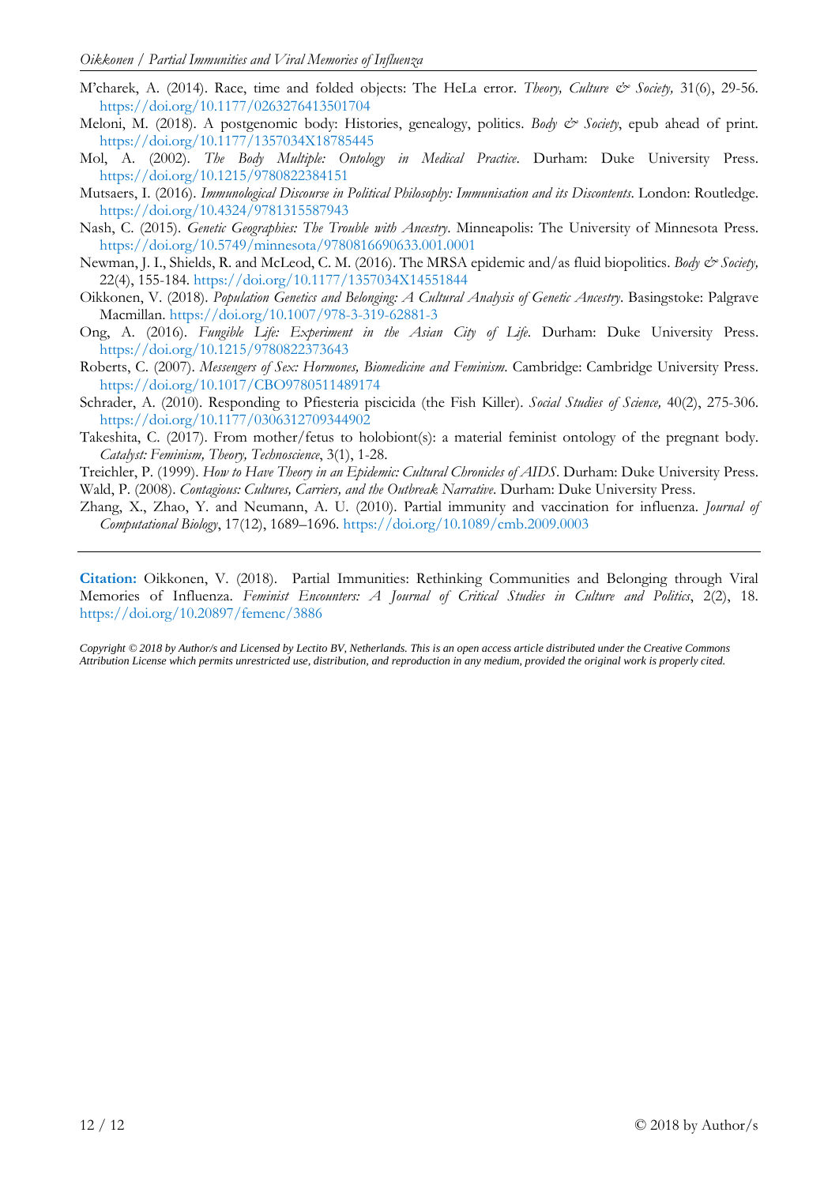M'charek, A. (2014). Race, time and folded objects: The HeLa error. *Theory, Culture & Society,* 31(6), 29-56. https://doi.org/10.1177/0263276413501704

Meloni, M. (2018). A postgenomic body: Histories, genealogy, politics. *Body & Society*, epub ahead of print. https://doi.org/10.1177/1357034X18785445

Mol, A. (2002). *The Body Multiple: Ontology in Medical Practice*. Durham: Duke University Press. https://doi.org/10.1215/9780822384151

Mutsaers, I. (2016). *Immunological Discourse in Political Philosophy: Immunisation and its Discontents*. London: Routledge. https://doi.org/10.4324/9781315587943

Nash, C. (2015). *Genetic Geographies: The Trouble with Ancestry*. Minneapolis: The University of Minnesota Press. https://doi.org/10.5749/minnesota/9780816690633.001.0001

Newman, J. I., Shields, R. and McLeod, C. M. (2016). The MRSA epidemic and/as fluid biopolitics. *Body & Society,* 22(4), 155-184. https://doi.org/10.1177/1357034X14551844

Oikkonen, V. (2018). *Population Genetics and Belonging: A Cultural Analysis of Genetic Ancestry*. Basingstoke: Palgrave Macmillan. https://doi.org/10.1007/978-3-319-62881-3

Ong, A. (2016). *Fungible Life: Experiment in the Asian City of Life*. Durham: Duke University Press. https://doi.org/10.1215/9780822373643

Roberts, C. (2007). *Messengers of Sex: Hormones, Biomedicine and Feminism*. Cambridge: Cambridge University Press. https://doi.org/10.1017/CBO9780511489174

Schrader, A. (2010). Responding to Pfiesteria piscicida (the Fish Killer). *Social Studies of Science,* 40(2), 275-306. https://doi.org/10.1177/0306312709344902

Takeshita, C. (2017). From mother/fetus to holobiont(s): a material feminist ontology of the pregnant body. *Catalyst: Feminism, Theory, Technoscience*, 3(1), 1-28.

Treichler, P. (1999). *How to Have Theory in an Epidemic: Cultural Chronicles of AIDS*. Durham: Duke University Press.

Wald, P. (2008). *Contagious: Cultures, Carriers, and the Outbreak Narrative*. Durham: Duke University Press.

Zhang, X., Zhao, Y. and Neumann, A. U. (2010). Partial immunity and vaccination for influenza. *Journal of Computational Biology*, 17(12), 1689–1696. https://doi.org/10.1089/cmb.2009.0003

---

**Citation:** Oikkonen, V. (2018). Partial Immunities: Rethinking Communities and Belonging through Viral Memories of Influenza. *Feminist Encounters: A Journal of Critical Studies in Culture and Politics*, 2(2), 18. https://doi.org/10.20897/femenc/3886

*Copyright © 2018 by Author/s and Licensed by Lectito BV, Netherlands. This is an open access article distributed under the Creative Commons Attribution License which permits unrestricted use, distribution, and reproduction in any medium, provided the original work is properly cited.*